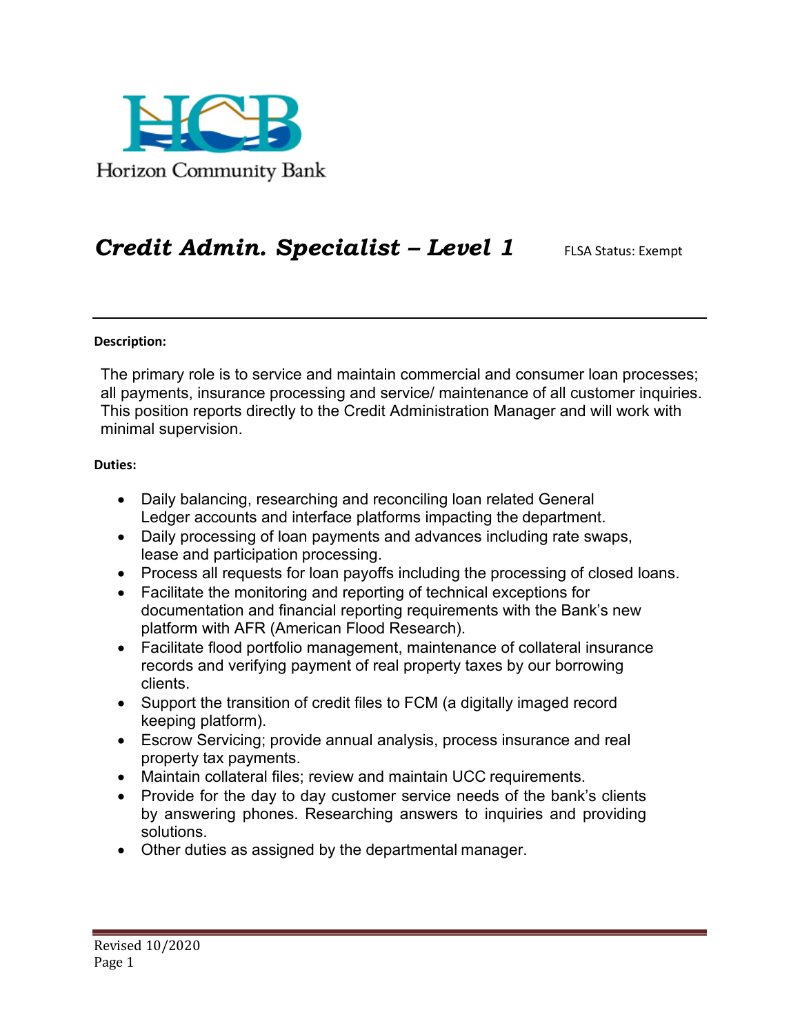Horizon Community Bank

# *Credit Admin. Specialist – Level 1*

FLSA Status: Exempt

**Description:**

The primary role is to service and maintain commercial and consumer loan processes; all payments, insurance processing and service/ maintenance of all customer inquiries. This position reports directly to the Credit Administration Manager and will work with minimal supervision.

**Duties:**

- Daily balancing, researching and reconciling loan related General Ledger accounts and interface platforms impacting the department.
- Daily processing of loan payments and advances including rate swaps, lease and participation processing.
- Process all requests for loan payoffs including the processing of closed loans.
- Facilitate the monitoring and reporting of technical exceptions for documentation and financial reporting requirements with the Bank's new platform with AFR (American Flood Research).
- Facilitate flood portfolio management, maintenance of collateral insurance records and verifying payment of real property taxes by our borrowing clients.
- Support the transition of credit files to FCM (a digitally imaged record keeping platform).
- Escrow Servicing; provide annual analysis, process insurance and real property tax payments.
- Maintain collateral files; review and maintain UCC requirements.
- Provide for the day to day customer service needs of the bank's clients by answering phones. Researching answers to inquiries and providing solutions.
- Other duties as assigned by the departmental manager.

Revised 10/2020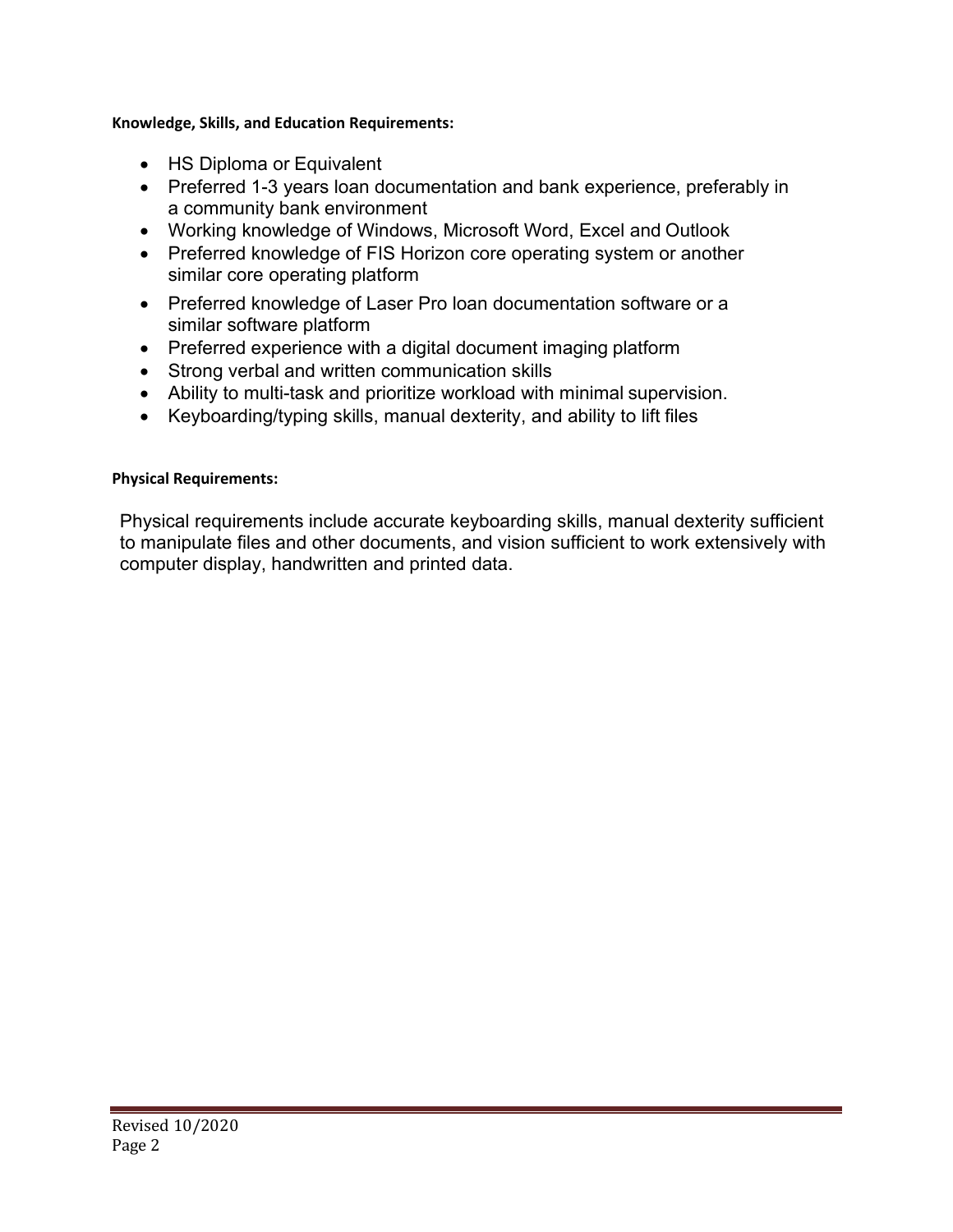**Knowledge, Skills, and Education Requirements:**

- HS Diploma or Equivalent
- Preferred 1-3 years loan documentation and bank experience, preferably in a community bank environment
- Working knowledge of Windows, Microsoft Word, Excel and Outlook
- Preferred knowledge of FIS Horizon core operating system or another similar core operating platform
- Preferred knowledge of Laser Pro loan documentation software or a similar software platform
- Preferred experience with a digital document imaging platform
- Strong verbal and written communication skills
- Ability to multi-task and prioritize workload with minimal supervision.
- Keyboarding/typing skills, manual dexterity, and ability to lift files

**Physical Requirements:**

Physical requirements include accurate keyboarding skills, manual dexterity sufficient to manipulate files and other documents, and vision sufficient to work extensively with computer display, handwritten and printed data.

Revised 10/2020